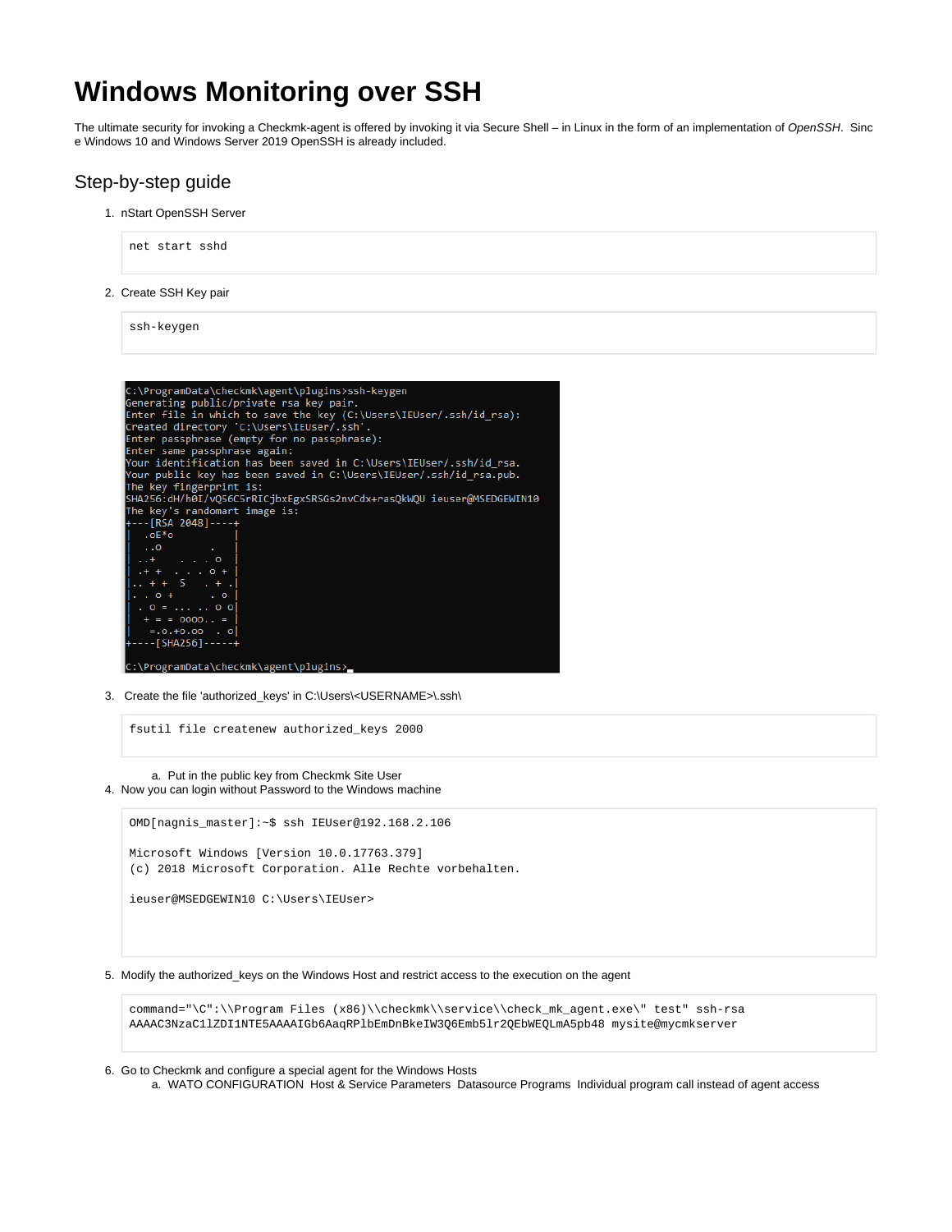# Windows Monitoring over SSH

The ultimate security for invoking a Checkmk-agent is offered by invoking it via Secure Shell – in Linux in the form of an implementation of *OpenSSH*. Since Windows 10 and Windows Server 2019 OpenSSH is already included.

## Step-by-step guide

1. nStart OpenSSH Server

```
net start sshd
```

2. Create SSH Key pair

```
ssh-keygen
```

```
C:\ProgramData\checkmk\agent\plugins>ssh-keygen
Generating public/private rsa key pair.
Enter file in which to save the key (C:\Users\IEUser/.ssh/id_rsa):
Created directory 'C:\Users\IEUser/.ssh'.
Enter passphrase (empty for no passphrase):
Enter same passphrase again:
Your identification has been saved in C:\Users\IEUser/.ssh/id_rsa.
Your public key has been saved in C:\Users\IEUser/.ssh/id_rsa.pub.
The key fingerprint is:
SHA256:dH/h0I/vQS6C5rRICjbxEgxSRSGs2nvCdx+rasQkWQU ieuser@MSEDGEWIN10
The key's randomart image is:
+---[RSA 2048]----+
|   .oE*o         |
|   ..o       .   |
|  ..+    . . . o |
| .+ +  . . . o + |
|.. + +  S   . + .|
|. . o +      . o |
| . o = . . . .. o o|
|  + = = oooo. . = |
|   =.o.+o.oo  . o|
+----[SHA256]-----+

C:\ProgramData\checkmk\agent\plugins>
```

3. Create the file 'authorized_keys' in C:\Users\<USERNAME>\.ssh\

```
fsutil file createnew authorized_keys 2000
```

   a. Put in the public key from Checkmk Site User

4. Now you can login without Password to the Windows machine

```
OMD[nagnis_master]:~$ ssh IEUser@192.168.2.106

Microsoft Windows [Version 10.0.17763.379]
(c) 2018 Microsoft Corporation. Alle Rechte vorbehalten.

ieuser@MSEDGEWIN10 C:\Users\IEUser>
```

5. Modify the authorized_keys on the Windows Host and restrict access to the execution on the agent

```
command="\C":\\Program Files (x86)\\checkmk\\service\\check_mk_agent.exe\" test" ssh-rsa
AAAAC3NzaC1lZDI1NTE5AAAAIGb6AaqRPlbEmDnBkeIW3Q6Emb5lr2QEbWEQLmA5pb48 mysite@mycmkserver
```

6. Go to Checkmk and configure a special agent for the Windows Hosts
   a. WATO CONFIGURATION  Host & Service Parameters  Datasource Programs  Individual program call instead of agent access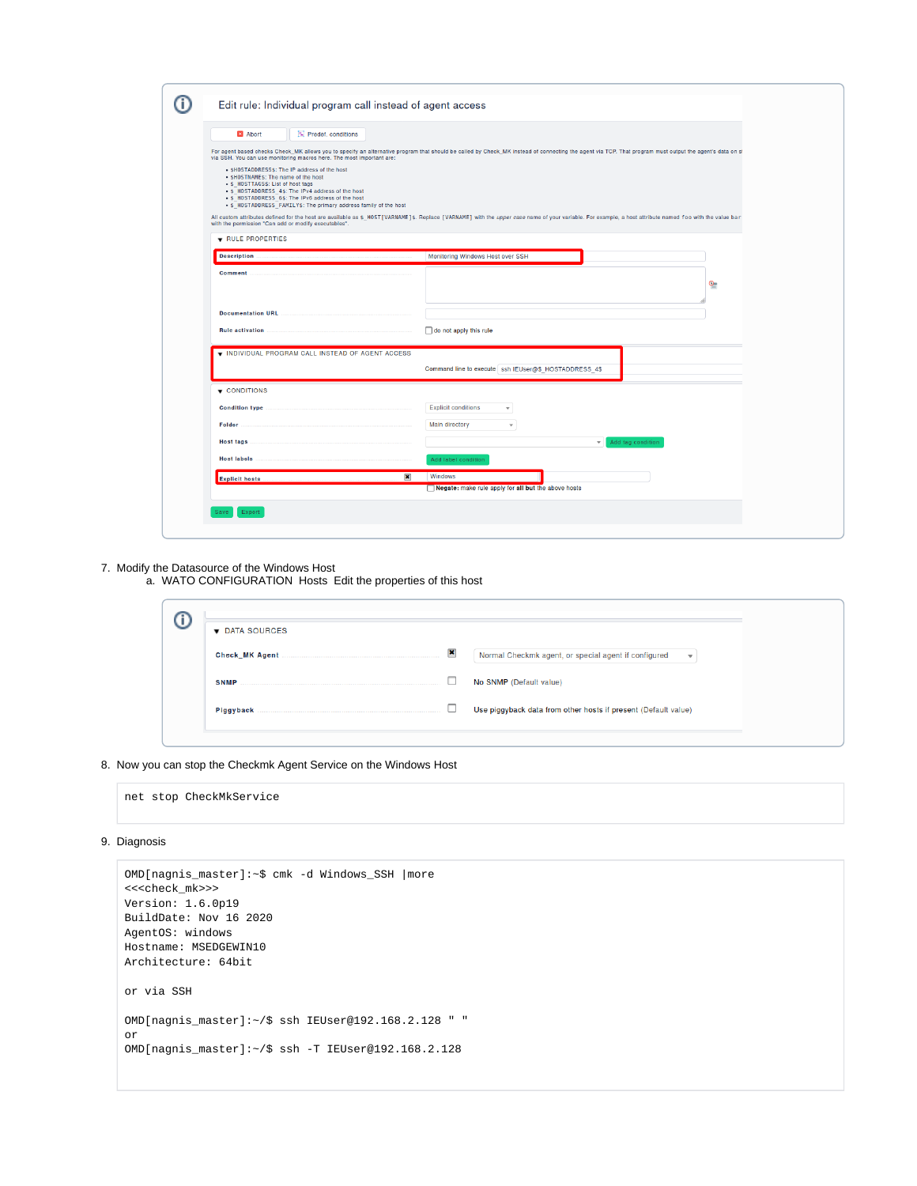Edit rule: Individual program call instead of agent access

Abort | Predef. conditions

For agent based checks Check_MK allows you to specify an alternative program that should be called by Check_MK instead of connecting the agent via TCP. That program must output the agent's data on s via SSH. You can use monitoring macros here. The most important are:

- $HOSTADDRESS$: The IP address of the host
- $HOSTNAME$: The name of the host
- $_HOSTTAGS$: List of host tags
- $_HOSTADDRESS_4$: The IPv4 address of the host
- $_HOSTADDRESS_6$: The IPv6 address of the host
- $_HOSTADDRESS_FAMILY$: The primary address family of the host

All custom attributes defined for the host are available as $_HOST[VARNAME]$. Replace [VARNAME] with the upper case name of your variable. For example, a host attribute named foo with the value bar with the permission "Can add or modify executables".

**RULE PROPERTIES**

- Description: Monitoring Windows Host over SSH
- Comment:
- Documentation URL:
- Rule activation: do not apply this rule

**INDIVIDUAL PROGRAM CALL INSTEAD OF AGENT ACCESS**

Command line to execute: ssh IEUser@$_HOSTADDRESS_4$

**CONDITIONS**

- Condition type: Explicit conditions
- Folder: Main directory
- Host tags: Add tag condition
- Host labels: Add label condition
- Explicit hosts: Windows
  - Negate: make rule apply for all but the above hosts

Save | Export

7. Modify the Datasource of the Windows Host
   a. WATO CONFIGURATION Hosts Edit the properties of this host

**DATA SOURCES**

- Check_MK Agent: Normal Checkmk agent, or special agent if configured
- SNMP: No SNMP (Default value)
- Piggyback: Use piggyback data from other hosts if present (Default value)

8. Now you can stop the Checkmk Agent Service on the Windows Host

```
net stop CheckMkService
```

9. Diagnosis

```
OMD[nagnis_master]:~$ cmk -d Windows_SSH |more
<<<check_mk>>>
Version: 1.6.0p19
BuildDate: Nov 16 2020
AgentOS: windows
Hostname: MSEDGEWIN10
Architecture: 64bit

or via SSH

OMD[nagnis_master]:~/$ ssh IEUser@192.168.2.128 " "
or
OMD[nagnis_master]:~/$ ssh -T IEUser@192.168.2.128
```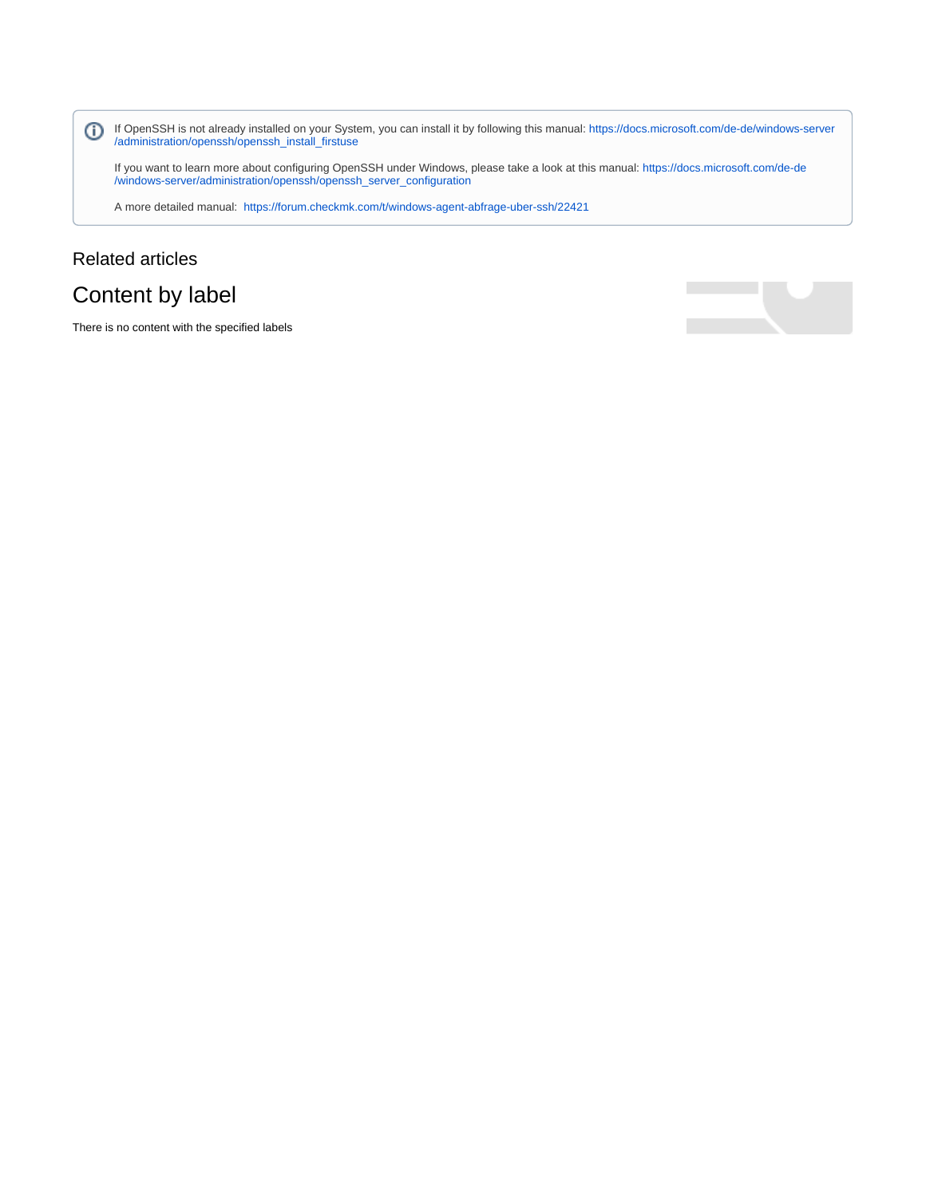If OpenSSH is not already installed on your System, you can install it by following this manual: https://docs.microsoft.com/de-de/windows-server/administration/openssh/openssh_install_firstuse

If you want to learn more about configuring OpenSSH under Windows, please take a look at this manual: https://docs.microsoft.com/de-de/windows-server/administration/openssh/openssh_server_configuration

A more detailed manual: https://forum.checkmk.com/t/windows-agent-abfrage-uber-ssh/22421

## Related articles

# Content by label

There is no content with the specified labels